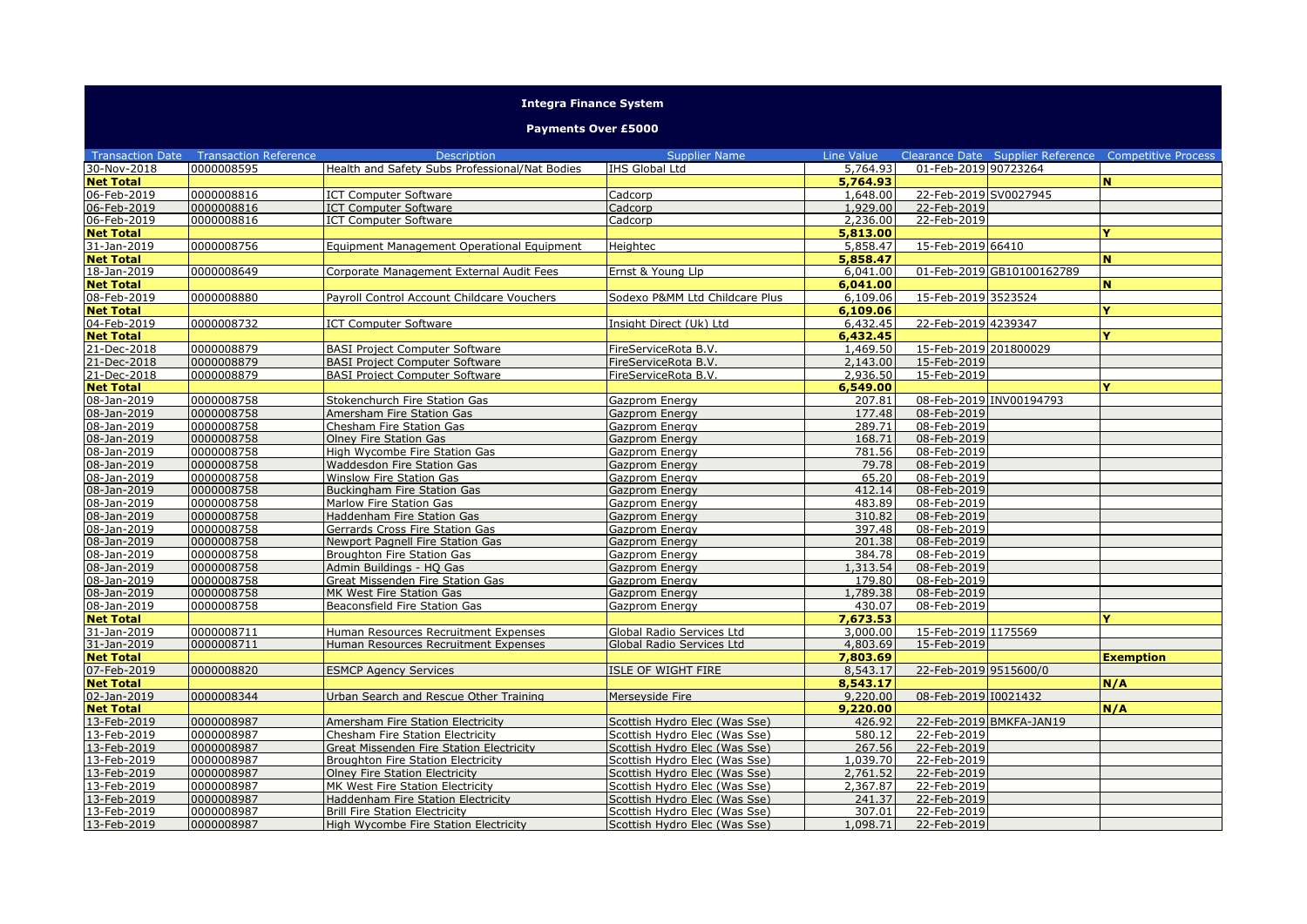# Integra Finance System

## Payments Over £5000

| Transaction Date | Transaction Reference | Description | Supplier Name | Line Value | Clearance Date | Supplier Reference | Competitive Process |
|---|---|---|---|---|---|---|---|
| 30-Nov-2018 | 0000008595 | Health and Safety Subs Professional/Nat Bodies | IHS Global Ltd | 5,764.93 | 01-Feb-2019 | 90723264 | |
| **Net Total** | | | | **5,764.93** | | | **N** |
| 06-Feb-2019 | 0000008816 | ICT Computer Software | Cadcorp | 1,648.00 | 22-Feb-2019 | SV0027945 | |
| 06-Feb-2019 | 0000008816 | ICT Computer Software | Cadcorp | 1,929.00 | 22-Feb-2019 | | |
| 06-Feb-2019 | 0000008816 | ICT Computer Software | Cadcorp | 2,236.00 | 22-Feb-2019 | | |
| **Net Total** | | | | **5,813.00** | | | **Y** |
| 31-Jan-2019 | 0000008756 | Equipment Management Operational Equipment | Heightec | 5,858.47 | 15-Feb-2019 | 66410 | |
| **Net Total** | | | | **5,858.47** | | | **N** |
| 18-Jan-2019 | 0000008649 | Corporate Management External Audit Fees | Ernst & Young Llp | 6,041.00 | 01-Feb-2019 | GB10100162789 | |
| **Net Total** | | | | **6,041.00** | | | **N** |
| 08-Feb-2019 | 0000008880 | Payroll Control Account Childcare Vouchers | Sodexo P&MM Ltd Childcare Plus | 6,109.06 | 15-Feb-2019 | 3523524 | |
| **Net Total** | | | | **6,109.06** | | | **Y** |
| 04-Feb-2019 | 0000008732 | ICT Computer Software | Insight Direct (Uk) Ltd | 6,432.45 | 22-Feb-2019 | 4239347 | |
| **Net Total** | | | | **6,432.45** | | | **Y** |
| 21-Dec-2018 | 0000008879 | BASI Project Computer Software | FireServiceRota B.V. | 1,469.50 | 15-Feb-2019 | 201800029 | |
| 21-Dec-2018 | 0000008879 | BASI Project Computer Software | FireServiceRota B.V. | 2,143.00 | 15-Feb-2019 | | |
| 21-Dec-2018 | 0000008879 | BASI Project Computer Software | FireServiceRota B.V. | 2,936.50 | 15-Feb-2019 | | |
| **Net Total** | | | | **6,549.00** | | | **Y** |
| 08-Jan-2019 | 0000008758 | Stokenchurch Fire Station Gas | Gazprom Energy | 207.81 | 08-Feb-2019 | INV00194793 | |
| 08-Jan-2019 | 0000008758 | Amersham Fire Station Gas | Gazprom Energy | 177.48 | 08-Feb-2019 | | |
| 08-Jan-2019 | 0000008758 | Chesham Fire Station Gas | Gazprom Energy | 289.71 | 08-Feb-2019 | | |
| 08-Jan-2019 | 0000008758 | Olney Fire Station Gas | Gazprom Energy | 168.71 | 08-Feb-2019 | | |
| 08-Jan-2019 | 0000008758 | High Wycombe Fire Station Gas | Gazprom Energy | 781.56 | 08-Feb-2019 | | |
| 08-Jan-2019 | 0000008758 | Waddesdon Fire Station Gas | Gazprom Energy | 79.78 | 08-Feb-2019 | | |
| 08-Jan-2019 | 0000008758 | Winslow Fire Station Gas | Gazprom Energy | 65.20 | 08-Feb-2019 | | |
| 08-Jan-2019 | 0000008758 | Buckingham Fire Station Gas | Gazprom Energy | 412.14 | 08-Feb-2019 | | |
| 08-Jan-2019 | 0000008758 | Marlow Fire Station Gas | Gazprom Energy | 483.89 | 08-Feb-2019 | | |
| 08-Jan-2019 | 0000008758 | Haddenham Fire Station Gas | Gazprom Energy | 310.82 | 08-Feb-2019 | | |
| 08-Jan-2019 | 0000008758 | Gerrards Cross Fire Station Gas | Gazprom Energy | 397.48 | 08-Feb-2019 | | |
| 08-Jan-2019 | 0000008758 | Newport Pagnell Fire Station Gas | Gazprom Energy | 201.38 | 08-Feb-2019 | | |
| 08-Jan-2019 | 0000008758 | Broughton Fire Station Gas | Gazprom Energy | 384.78 | 08-Feb-2019 | | |
| 08-Jan-2019 | 0000008758 | Admin Buildings - HQ Gas | Gazprom Energy | 1,313.54 | 08-Feb-2019 | | |
| 08-Jan-2019 | 0000008758 | Great Missenden Fire Station Gas | Gazprom Energy | 179.80 | 08-Feb-2019 | | |
| 08-Jan-2019 | 0000008758 | MK West Fire Station Gas | Gazprom Energy | 1,789.38 | 08-Feb-2019 | | |
| 08-Jan-2019 | 0000008758 | Beaconsfield Fire Station Gas | Gazprom Energy | 430.07 | 08-Feb-2019 | | |
| **Net Total** | | | | **7,673.53** | | | **Y** |
| 31-Jan-2019 | 0000008711 | Human Resources Recruitment Expenses | Global Radio Services Ltd | 3,000.00 | 15-Feb-2019 | 1175569 | |
| 31-Jan-2019 | 0000008711 | Human Resources Recruitment Expenses | Global Radio Services Ltd | 4,803.69 | 15-Feb-2019 | | |
| **Net Total** | | | | **7,803.69** | | | **Exemption** |
| 07-Feb-2019 | 0000008820 | ESMCP Agency Services | ISLE OF WIGHT FIRE | 8,543.17 | 22-Feb-2019 | 9515600/0 | |
| **Net Total** | | | | **8,543.17** | | | **N/A** |
| 02-Jan-2019 | 0000008344 | Urban Search and Rescue Other Training | Merseyside Fire | 9,220.00 | 08-Feb-2019 | I0021432 | |
| **Net Total** | | | | **9,220.00** | | | **N/A** |
| 13-Feb-2019 | 0000008987 | Amersham Fire Station Electricity | Scottish Hydro Elec (Was Sse) | 426.92 | 22-Feb-2019 | BMKFA-JAN19 | |
| 13-Feb-2019 | 0000008987 | Chesham Fire Station Electricity | Scottish Hydro Elec (Was Sse) | 580.12 | 22-Feb-2019 | | |
| 13-Feb-2019 | 0000008987 | Great Missenden Fire Station Electricity | Scottish Hydro Elec (Was Sse) | 267.56 | 22-Feb-2019 | | |
| 13-Feb-2019 | 0000008987 | Broughton Fire Station Electricity | Scottish Hydro Elec (Was Sse) | 1,039.70 | 22-Feb-2019 | | |
| 13-Feb-2019 | 0000008987 | Olney Fire Station Electricity | Scottish Hydro Elec (Was Sse) | 2,761.52 | 22-Feb-2019 | | |
| 13-Feb-2019 | 0000008987 | MK West Fire Station Electricity | Scottish Hydro Elec (Was Sse) | 2,367.87 | 22-Feb-2019 | | |
| 13-Feb-2019 | 0000008987 | Haddenham Fire Station Electricity | Scottish Hydro Elec (Was Sse) | 241.37 | 22-Feb-2019 | | |
| 13-Feb-2019 | 0000008987 | Brill Fire Station Electricity | Scottish Hydro Elec (Was Sse) | 307.01 | 22-Feb-2019 | | |
| 13-Feb-2019 | 0000008987 | High Wycombe Fire Station Electricity | Scottish Hydro Elec (Was Sse) | 1,098.71 | 22-Feb-2019 | | |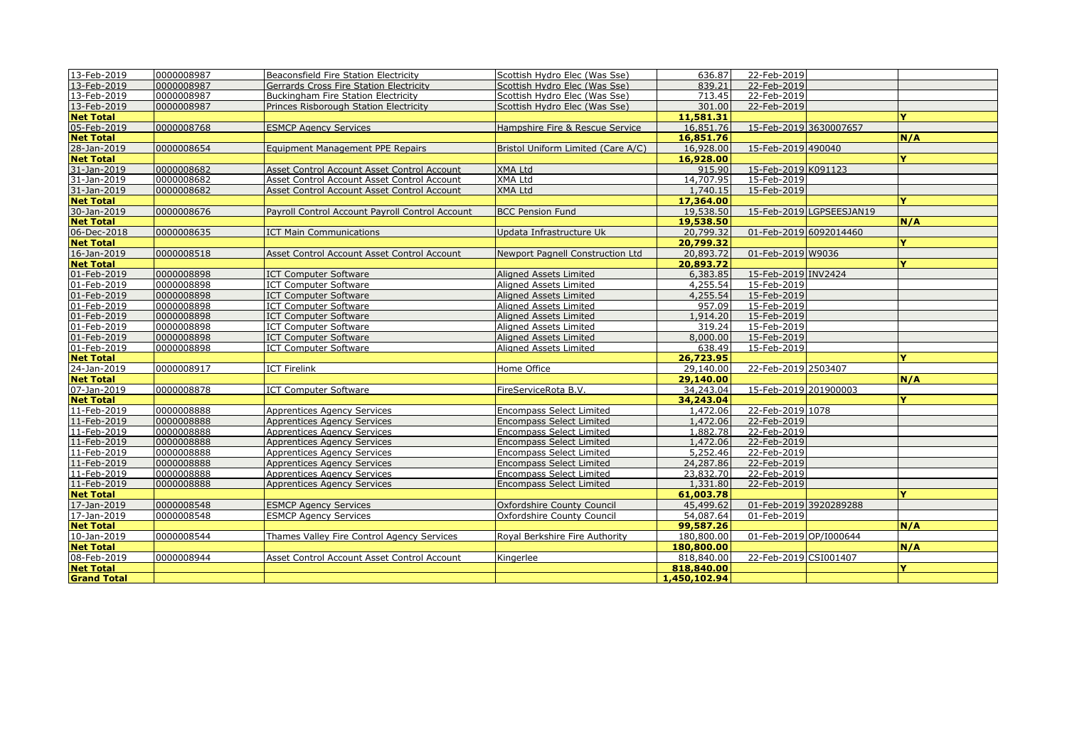| | | | | | | | |
|---|---|---|---|---|---|---|---|
| 13-Feb-2019 | 0000008987 | Beaconsfield Fire Station Electricity | Scottish Hydro Elec (Was Sse) | 636.87 | 22-Feb-2019 | | |
| 13-Feb-2019 | 0000008987 | Gerrards Cross Fire Station Electricity | Scottish Hydro Elec (Was Sse) | 839.21 | 22-Feb-2019 | | |
| 13-Feb-2019 | 0000008987 | Buckingham Fire Station Electricity | Scottish Hydro Elec (Was Sse) | 713.45 | 22-Feb-2019 | | |
| 13-Feb-2019 | 0000008987 | Princes Risborough Station Electricity | Scottish Hydro Elec (Was Sse) | 301.00 | 22-Feb-2019 | | |
| **Net Total** | | | | **11,581.31** | | | **Y** |
| 05-Feb-2019 | 0000008768 | ESMCP Agency Services | Hampshire Fire & Rescue Service | 16,851.76 | 15-Feb-2019 | 3630007657 | |
| **Net Total** | | | | **16,851.76** | | | **N/A** |
| 28-Jan-2019 | 0000008654 | Equipment Management PPE Repairs | Bristol Uniform Limited (Care A/C) | 16,928.00 | 15-Feb-2019 | 490040 | |
| **Net Total** | | | | **16,928.00** | | | **Y** |
| 31-Jan-2019 | 0000008682 | Asset Control Account Asset Control Account | XMA Ltd | 915.90 | 15-Feb-2019 | K091123 | |
| 31-Jan-2019 | 0000008682 | Asset Control Account Asset Control Account | XMA Ltd | 14,707.95 | 15-Feb-2019 | | |
| 31-Jan-2019 | 0000008682 | Asset Control Account Asset Control Account | XMA Ltd | 1,740.15 | 15-Feb-2019 | | |
| **Net Total** | | | | **17,364.00** | | | **Y** |
| 30-Jan-2019 | 0000008676 | Payroll Control Account Payroll Control Account | BCC Pension Fund | 19,538.50 | 15-Feb-2019 | LGPSEESJAN19 | |
| **Net Total** | | | | **19,538.50** | | | **N/A** |
| 06-Dec-2018 | 0000008635 | ICT Main Communications | Updata Infrastructure Uk | 20,799.32 | 01-Feb-2019 | 6092014460 | |
| **Net Total** | | | | **20,799.32** | | | **Y** |
| 16-Jan-2019 | 0000008518 | Asset Control Account Asset Control Account | Newport Pagnell Construction Ltd | 20,893.72 | 01-Feb-2019 | W9036 | |
| **Net Total** | | | | **20,893.72** | | | **Y** |
| 01-Feb-2019 | 0000008898 | ICT Computer Software | Aligned Assets Limited | 6,383.85 | 15-Feb-2019 | INV2424 | |
| 01-Feb-2019 | 0000008898 | ICT Computer Software | Aligned Assets Limited | 4,255.54 | 15-Feb-2019 | | |
| 01-Feb-2019 | 0000008898 | ICT Computer Software | Aligned Assets Limited | 4,255.54 | 15-Feb-2019 | | |
| 01-Feb-2019 | 0000008898 | ICT Computer Software | Aligned Assets Limited | 957.09 | 15-Feb-2019 | | |
| 01-Feb-2019 | 0000008898 | ICT Computer Software | Aligned Assets Limited | 1,914.20 | 15-Feb-2019 | | |
| 01-Feb-2019 | 0000008898 | ICT Computer Software | Aligned Assets Limited | 319.24 | 15-Feb-2019 | | |
| 01-Feb-2019 | 0000008898 | ICT Computer Software | Aligned Assets Limited | 8,000.00 | 15-Feb-2019 | | |
| 01-Feb-2019 | 0000008898 | ICT Computer Software | Aligned Assets Limited | 638.49 | 15-Feb-2019 | | |
| **Net Total** | | | | **26,723.95** | | | **Y** |
| 24-Jan-2019 | 0000008917 | ICT Firelink | Home Office | 29,140.00 | 22-Feb-2019 | 2503407 | |
| **Net Total** | | | | **29,140.00** | | | **N/A** |
| 07-Jan-2019 | 0000008878 | ICT Computer Software | FireServiceRota B.V. | 34,243.04 | 15-Feb-2019 | 201900003 | |
| **Net Total** | | | | **34,243.04** | | | **Y** |
| 11-Feb-2019 | 0000008888 | Apprentices Agency Services | Encompass Select Limited | 1,472.06 | 22-Feb-2019 | 1078 | |
| 11-Feb-2019 | 0000008888 | Apprentices Agency Services | Encompass Select Limited | 1,472.06 | 22-Feb-2019 | | |
| 11-Feb-2019 | 0000008888 | Apprentices Agency Services | Encompass Select Limited | 1,882.78 | 22-Feb-2019 | | |
| 11-Feb-2019 | 0000008888 | Apprentices Agency Services | Encompass Select Limited | 1,472.06 | 22-Feb-2019 | | |
| 11-Feb-2019 | 0000008888 | Apprentices Agency Services | Encompass Select Limited | 5,252.46 | 22-Feb-2019 | | |
| 11-Feb-2019 | 0000008888 | Apprentices Agency Services | Encompass Select Limited | 24,287.86 | 22-Feb-2019 | | |
| 11-Feb-2019 | 0000008888 | Apprentices Agency Services | Encompass Select Limited | 23,832.70 | 22-Feb-2019 | | |
| 11-Feb-2019 | 0000008888 | Apprentices Agency Services | Encompass Select Limited | 1,331.80 | 22-Feb-2019 | | |
| **Net Total** | | | | **61,003.78** | | | **Y** |
| 17-Jan-2019 | 0000008548 | ESMCP Agency Services | Oxfordshire County Council | 45,499.62 | 01-Feb-2019 | 3920289288 | |
| 17-Jan-2019 | 0000008548 | ESMCP Agency Services | Oxfordshire County Council | 54,087.64 | 01-Feb-2019 | | |
| **Net Total** | | | | **99,587.26** | | | **N/A** |
| 10-Jan-2019 | 0000008544 | Thames Valley Fire Control Agency Services | Royal Berkshire Fire Authority | 180,800.00 | 01-Feb-2019 | OP/I000644 | |
| **Net Total** | | | | **180,800.00** | | | **N/A** |
| 08-Feb-2019 | 0000008944 | Asset Control Account Asset Control Account | Kingerlee | 818,840.00 | 22-Feb-2019 | CSI001407 | |
| **Net Total** | | | | **818,840.00** | | | **Y** |
| **Grand Total** | | | | **1,450,102.94** | | | |